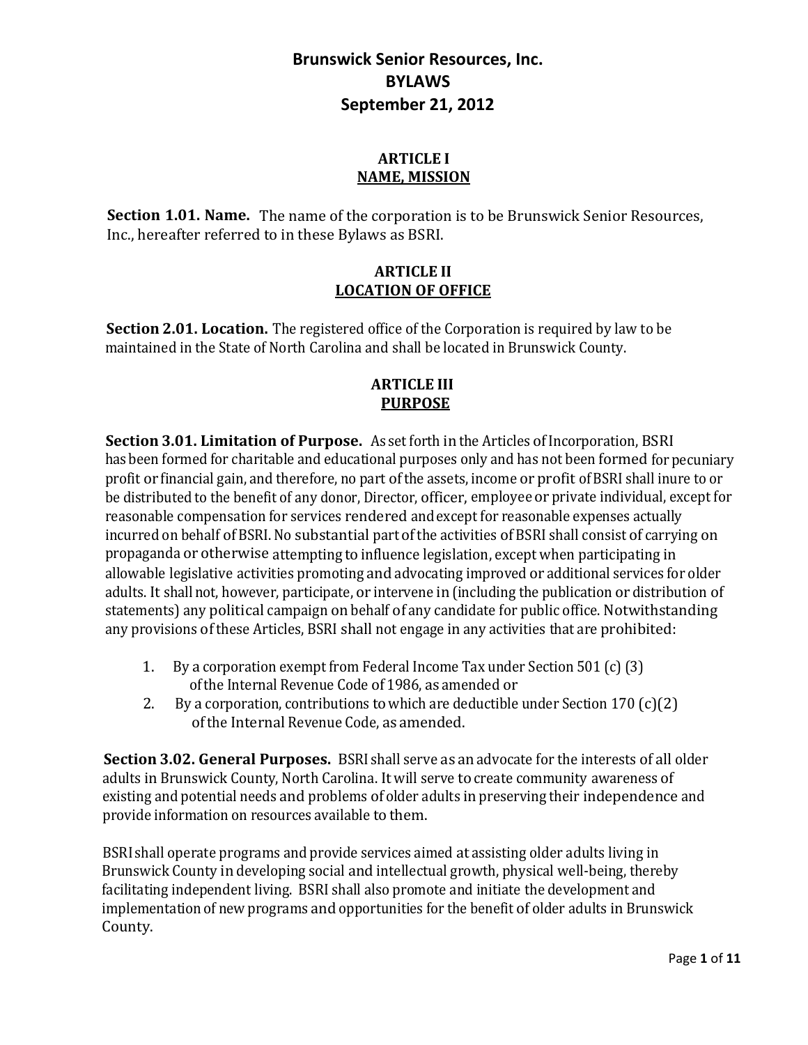# Brunswick Senior Resources, Inc.
# BYLAWS
# September 21, 2012

## ARTICLE I
## NAME, MISSION

**Section 1.01. Name.** The name of the corporation is to be Brunswick Senior Resources, Inc., hereafter referred to in these Bylaws as BSRI.

## ARTICLE II
## LOCATION OF OFFICE

**Section 2.01. Location.** The registered office of the Corporation is required by law to be maintained in the State of North Carolina and shall be located in Brunswick County.

## ARTICLE III
## PURPOSE

**Section 3.01. Limitation of Purpose.** As set forth in the Articles of Incorporation, BSRI has been formed for charitable and educational purposes only and has not been formed for pecuniary profit or financial gain, and therefore, no part of the assets, income or profit of BSRI shall inure to or be distributed to the benefit of any donor, Director, officer, employee or private individual, except for reasonable compensation for services rendered and except for reasonable expenses actually incurred on behalf of BSRI. No substantial part of the activities of BSRI shall consist of carrying on propaganda or otherwise attempting to influence legislation, except when participating in allowable legislative activities promoting and advocating improved or additional services for older adults. It shall not, however, participate, or intervene in (including the publication or distribution of statements) any political campaign on behalf of any candidate for public office. Notwithstanding any provisions of these Articles, BSRI shall not engage in any activities that are prohibited:

1. By a corporation exempt from Federal Income Tax under Section 501 (c) (3) of the Internal Revenue Code of 1986, as amended or
2. By a corporation, contributions to which are deductible under Section 170 (c)(2) of the Internal Revenue Code, as amended.

**Section 3.02. General Purposes.** BSRI shall serve as an advocate for the interests of all older adults in Brunswick County, North Carolina. It will serve to create community awareness of existing and potential needs and problems of older adults in preserving their independence and provide information on resources available to them.

BSRI shall operate programs and provide services aimed at assisting older adults living in Brunswick County in developing social and intellectual growth, physical well-being, thereby facilitating independent living. BSRI shall also promote and initiate the development and implementation of new programs and opportunities for the benefit of older adults in Brunswick County.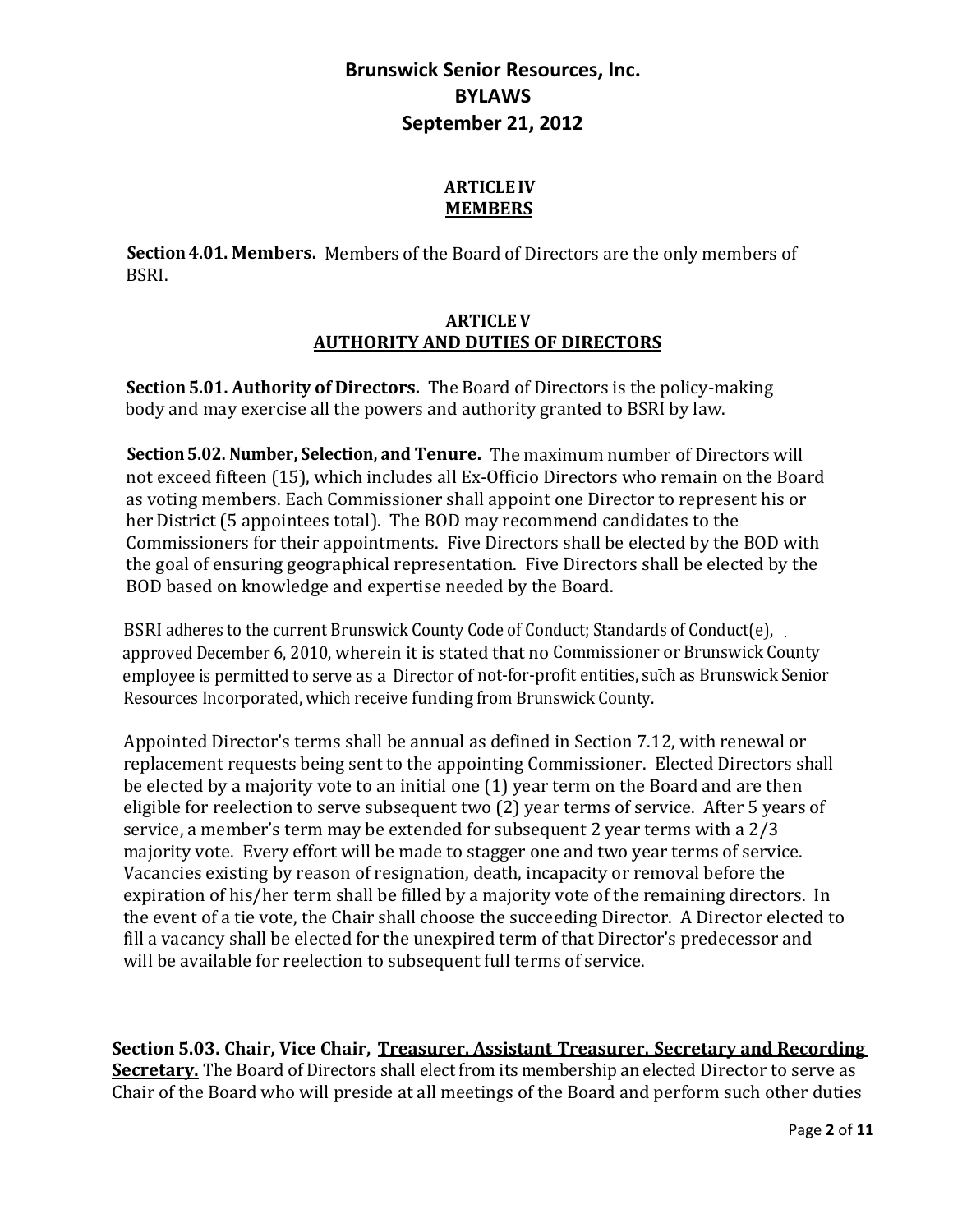# Brunswick Senior Resources, Inc.
# BYLAWS
# September 21, 2012

## ARTICLE IV
## MEMBERS

**Section 4.01. Members.** Members of the Board of Directors are the only members of BSRI.

## ARTICLE V
## AUTHORITY AND DUTIES OF DIRECTORS

**Section 5.01. Authority of Directors.** The Board of Directors is the policy-making body and may exercise all the powers and authority granted to BSRI by law.

**Section 5.02. Number, Selection, and Tenure.** The maximum number of Directors will not exceed fifteen (15), which includes all Ex-Officio Directors who remain on the Board as voting members. Each Commissioner shall appoint one Director to represent his or her District (5 appointees total). The BOD may recommend candidates to the Commissioners for their appointments. Five Directors shall be elected by the BOD with the goal of ensuring geographical representation. Five Directors shall be elected by the BOD based on knowledge and expertise needed by the Board.

BSRI adheres to the current Brunswick County Code of Conduct; Standards of Conduct(e), approved December 6, 2010, wherein it is stated that no Commissioner or Brunswick County employee is permitted to serve as a Director of not-for-profit entities, such as Brunswick Senior Resources Incorporated, which receive funding from Brunswick County.

Appointed Director's terms shall be annual as defined in Section 7.12, with renewal or replacement requests being sent to the appointing Commissioner. Elected Directors shall be elected by a majority vote to an initial one (1) year term on the Board and are then eligible for reelection to serve subsequent two (2) year terms of service. After 5 years of service, a member's term may be extended for subsequent 2 year terms with a 2/3 majority vote. Every effort will be made to stagger one and two year terms of service. Vacancies existing by reason of resignation, death, incapacity or removal before the expiration of his/her term shall be filled by a majority vote of the remaining directors. In the event of a tie vote, the Chair shall choose the succeeding Director. A Director elected to fill a vacancy shall be elected for the unexpired term of that Director's predecessor and will be available for reelection to subsequent full terms of service.

**Section 5.03. Chair, Vice Chair, <u>Treasurer, Assistant Treasurer, Secretary and Recording Secretary</u>.** The Board of Directors shall elect from its membership an elected Director to serve as Chair of the Board who will preside at all meetings of the Board and perform such other duties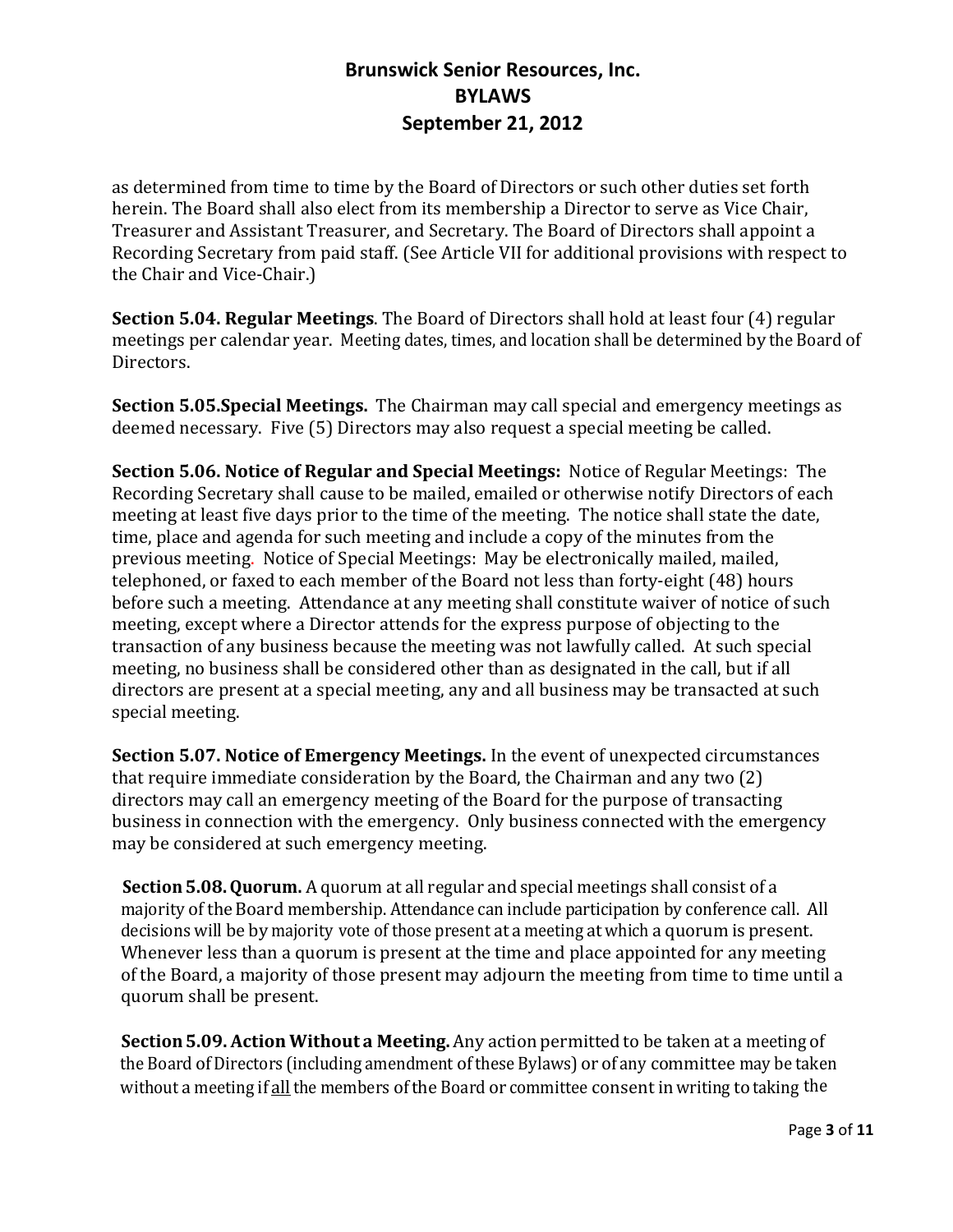as determined from time to time by the Board of Directors or such other duties set forth herein. The Board shall also elect from its membership a Director to serve as Vice Chair, Treasurer and Assistant Treasurer, and Secretary. The Board of Directors shall appoint a Recording Secretary from paid staff. (See Article VII for additional provisions with respect to the Chair and Vice-Chair.)

**Section 5.04. Regular Meetings**. The Board of Directors shall hold at least four (4) regular meetings per calendar year. Meeting dates, times, and location shall be determined by the Board of Directors.

**Section 5.05.Special Meetings.** The Chairman may call special and emergency meetings as deemed necessary. Five (5) Directors may also request a special meeting be called.

**Section 5.06. Notice of Regular and Special Meetings:** Notice of Regular Meetings: The Recording Secretary shall cause to be mailed, emailed or otherwise notify Directors of each meeting at least five days prior to the time of the meeting. The notice shall state the date, time, place and agenda for such meeting and include a copy of the minutes from the previous meeting. Notice of Special Meetings: May be electronically mailed, mailed, telephoned, or faxed to each member of the Board not less than forty-eight (48) hours before such a meeting. Attendance at any meeting shall constitute waiver of notice of such meeting, except where a Director attends for the express purpose of objecting to the transaction of any business because the meeting was not lawfully called. At such special meeting, no business shall be considered other than as designated in the call, but if all directors are present at a special meeting, any and all business may be transacted at such special meeting.

**Section 5.07. Notice of Emergency Meetings.** In the event of unexpected circumstances that require immediate consideration by the Board, the Chairman and any two (2) directors may call an emergency meeting of the Board for the purpose of transacting business in connection with the emergency. Only business connected with the emergency may be considered at such emergency meeting.

**Section 5.08. Quorum.** A quorum at all regular and special meetings shall consist of a majority of the Board membership. Attendance can include participation by conference call. All decisions will be by majority vote of those present at a meeting at which a quorum is present. Whenever less than a quorum is present at the time and place appointed for any meeting of the Board, a majority of those present may adjourn the meeting from time to time until a quorum shall be present.

**Section 5.09. Action Without a Meeting.** Any action permitted to be taken at a meeting of the Board of Directors (including amendment of these Bylaws) or of any committee may be taken without a meeting if <u>all</u> the members of the Board or committee consent in writing to taking the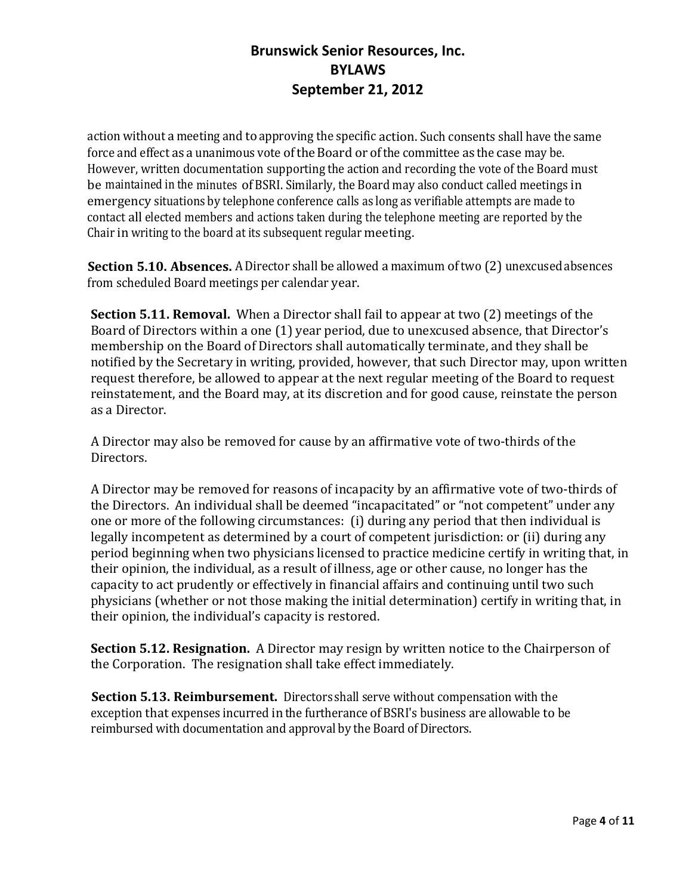action without a meeting and to approving the specific action. Such consents shall have the same force and effect as a unanimous vote of the Board or of the committee as the case may be. However, written documentation supporting the action and recording the vote of the Board must be maintained in the minutes of BSRI. Similarly, the Board may also conduct called meetings in emergency situations by telephone conference calls as long as verifiable attempts are made to contact all elected members and actions taken during the telephone meeting are reported by the Chair in writing to the board at its subsequent regular meeting.

**Section 5.10. Absences.** A Director shall be allowed a maximum of two (2) unexcused absences from scheduled Board meetings per calendar year.

**Section 5.11. Removal.** When a Director shall fail to appear at two (2) meetings of the Board of Directors within a one (1) year period, due to unexcused absence, that Director's membership on the Board of Directors shall automatically terminate, and they shall be notified by the Secretary in writing, provided, however, that such Director may, upon written request therefore, be allowed to appear at the next regular meeting of the Board to request reinstatement, and the Board may, at its discretion and for good cause, reinstate the person as a Director.

A Director may also be removed for cause by an affirmative vote of two-thirds of the Directors.

A Director may be removed for reasons of incapacity by an affirmative vote of two-thirds of the Directors. An individual shall be deemed "incapacitated" or "not competent" under any one or more of the following circumstances: (i) during any period that then individual is legally incompetent as determined by a court of competent jurisdiction: or (ii) during any period beginning when two physicians licensed to practice medicine certify in writing that, in their opinion, the individual, as a result of illness, age or other cause, no longer has the capacity to act prudently or effectively in financial affairs and continuing until two such physicians (whether or not those making the initial determination) certify in writing that, in their opinion, the individual's capacity is restored.

**Section 5.12. Resignation.** A Director may resign by written notice to the Chairperson of the Corporation. The resignation shall take effect immediately.

**Section 5.13. Reimbursement.** Directors shall serve without compensation with the exception that expenses incurred in the furtherance of BSRI's business are allowable to be reimbursed with documentation and approval by the Board of Directors.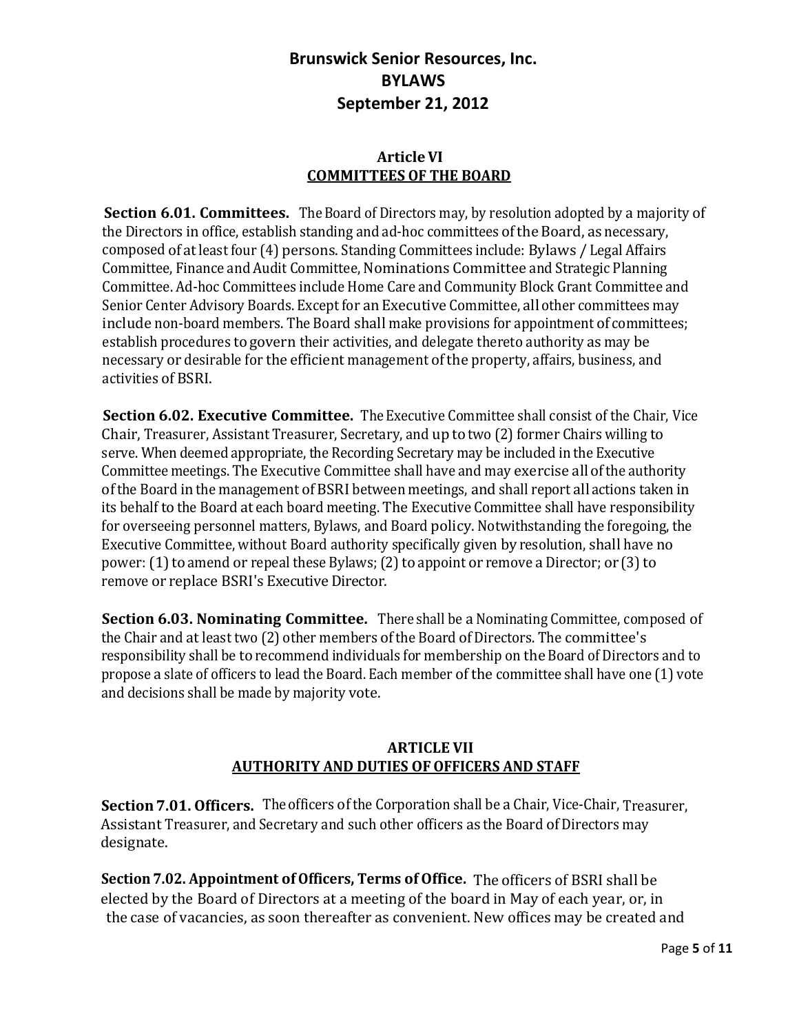# Brunswick Senior Resources, Inc.
# BYLAWS
# September 21, 2012

## Article VI
## COMMITTEES OF THE BOARD

**Section 6.01. Committees.** The Board of Directors may, by resolution adopted by a majority of the Directors in office, establish standing and ad-hoc committees of the Board, as necessary, composed of at least four (4) persons. Standing Committees include: Bylaws / Legal Affairs Committee, Finance and Audit Committee, Nominations Committee and Strategic Planning Committee. Ad-hoc Committees include Home Care and Community Block Grant Committee and Senior Center Advisory Boards. Except for an Executive Committee, all other committees may include non-board members. The Board shall make provisions for appointment of committees; establish procedures to govern their activities, and delegate thereto authority as may be necessary or desirable for the efficient management of the property, affairs, business, and activities of BSRI.

**Section 6.02. Executive Committee.** The Executive Committee shall consist of the Chair, Vice Chair, Treasurer, Assistant Treasurer, Secretary, and up to two (2) former Chairs willing to serve. When deemed appropriate, the Recording Secretary may be included in the Executive Committee meetings. The Executive Committee shall have and may exercise all of the authority of the Board in the management of BSRI between meetings, and shall report all actions taken in its behalf to the Board at each board meeting. The Executive Committee shall have responsibility for overseeing personnel matters, Bylaws, and Board policy. Notwithstanding the foregoing, the Executive Committee, without Board authority specifically given by resolution, shall have no power: (1) to amend or repeal these Bylaws; (2) to appoint or remove a Director; or (3) to remove or replace BSRI's Executive Director.

**Section 6.03. Nominating Committee.** There shall be a Nominating Committee, composed of the Chair and at least two (2) other members of the Board of Directors. The committee's responsibility shall be to recommend individuals for membership on the Board of Directors and to propose a slate of officers to lead the Board. Each member of the committee shall have one (1) vote and decisions shall be made by majority vote.

## ARTICLE VII
## AUTHORITY AND DUTIES OF OFFICERS AND STAFF

**Section 7.01. Officers.** The officers of the Corporation shall be a Chair, Vice-Chair, Treasurer, Assistant Treasurer, and Secretary and such other officers as the Board of Directors may designate.

**Section 7.02. Appointment of Officers, Terms of Office.** The officers of BSRI shall be elected by the Board of Directors at a meeting of the board in May of each year, or, in the case of vacancies, as soon thereafter as convenient. New offices may be created and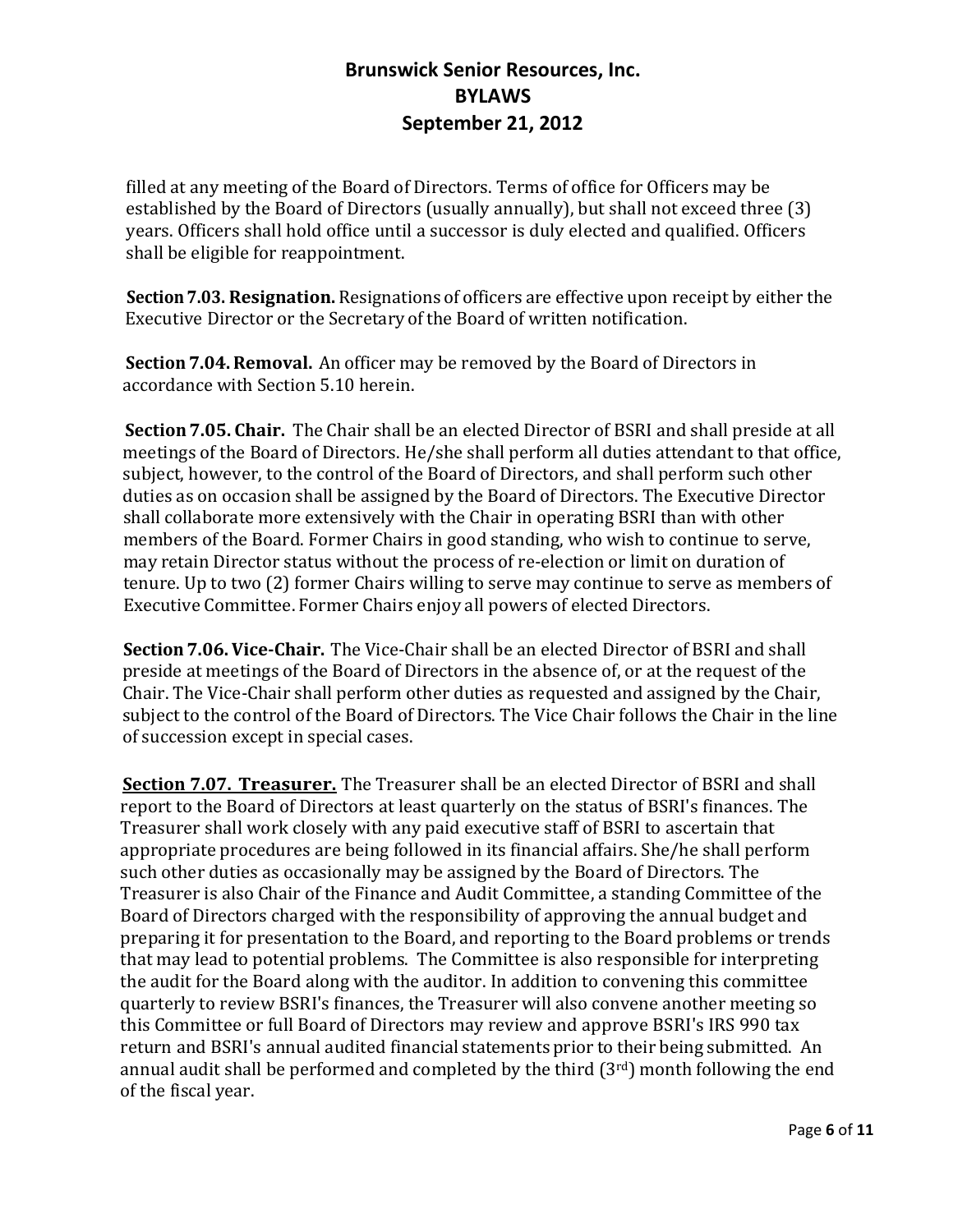filled at any meeting of the Board of Directors. Terms of office for Officers may be established by the Board of Directors (usually annually), but shall not exceed three (3) years. Officers shall hold office until a successor is duly elected and qualified. Officers shall be eligible for reappointment.

**Section 7.03. Resignation.** Resignations of officers are effective upon receipt by either the Executive Director or the Secretary of the Board of written notification.

**Section 7.04. Removal.** An officer may be removed by the Board of Directors in accordance with Section 5.10 herein.

**Section 7.05. Chair.** The Chair shall be an elected Director of BSRI and shall preside at all meetings of the Board of Directors. He/she shall perform all duties attendant to that office, subject, however, to the control of the Board of Directors, and shall perform such other duties as on occasion shall be assigned by the Board of Directors. The Executive Director shall collaborate more extensively with the Chair in operating BSRI than with other members of the Board. Former Chairs in good standing, who wish to continue to serve, may retain Director status without the process of re-election or limit on duration of tenure. Up to two (2) former Chairs willing to serve may continue to serve as members of Executive Committee. Former Chairs enjoy all powers of elected Directors.

**Section 7.06. Vice-Chair.** The Vice-Chair shall be an elected Director of BSRI and shall preside at meetings of the Board of Directors in the absence of, or at the request of the Chair. The Vice-Chair shall perform other duties as requested and assigned by the Chair, subject to the control of the Board of Directors. The Vice Chair follows the Chair in the line of succession except in special cases.

**Section 7.07. Treasurer.** The Treasurer shall be an elected Director of BSRI and shall report to the Board of Directors at least quarterly on the status of BSRI's finances. The Treasurer shall work closely with any paid executive staff of BSRI to ascertain that appropriate procedures are being followed in its financial affairs. She/he shall perform such other duties as occasionally may be assigned by the Board of Directors. The Treasurer is also Chair of the Finance and Audit Committee, a standing Committee of the Board of Directors charged with the responsibility of approving the annual budget and preparing it for presentation to the Board, and reporting to the Board problems or trends that may lead to potential problems. The Committee is also responsible for interpreting the audit for the Board along with the auditor. In addition to convening this committee quarterly to review BSRI's finances, the Treasurer will also convene another meeting so this Committee or full Board of Directors may review and approve BSRI's IRS 990 tax return and BSRI's annual audited financial statements prior to their being submitted. An annual audit shall be performed and completed by the third (3rd) month following the end of the fiscal year.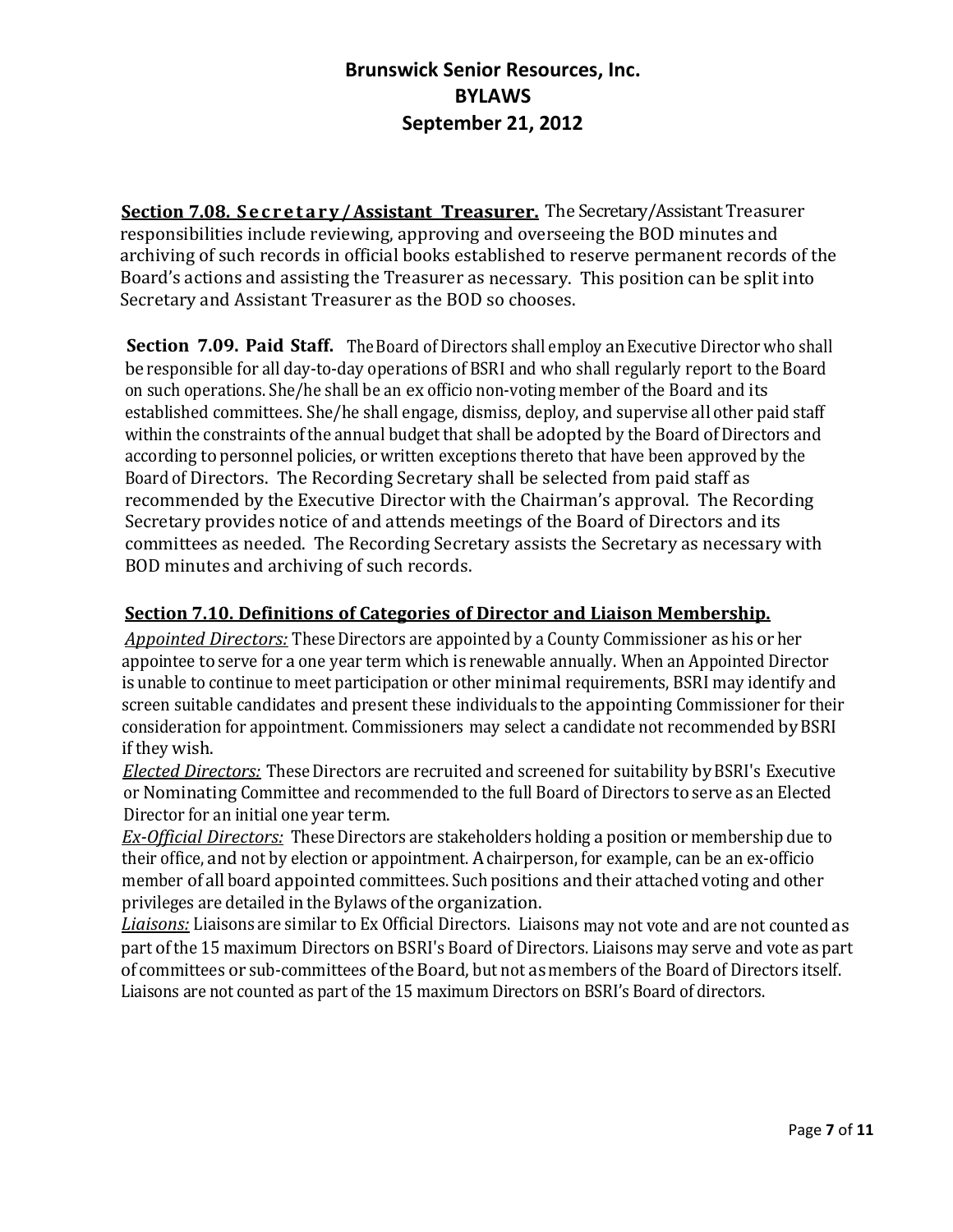**Section 7.08. Secretary/Assistant Treasurer.** The Secretary/Assistant Treasurer responsibilities include reviewing, approving and overseeing the BOD minutes and archiving of such records in official books established to reserve permanent records of the Board's actions and assisting the Treasurer as necessary. This position can be split into Secretary and Assistant Treasurer as the BOD so chooses.

**Section 7.09. Paid Staff.** The Board of Directors shall employ an Executive Director who shall be responsible for all day-to-day operations of BSRI and who shall regularly report to the Board on such operations. She/he shall be an ex officio non-voting member of the Board and its established committees. She/he shall engage, dismiss, deploy, and supervise all other paid staff within the constraints of the annual budget that shall be adopted by the Board of Directors and according to personnel policies, or written exceptions thereto that have been approved by the Board of Directors. The Recording Secretary shall be selected from paid staff as recommended by the Executive Director with the Chairman's approval. The Recording Secretary provides notice of and attends meetings of the Board of Directors and its committees as needed. The Recording Secretary assists the Secretary as necessary with BOD minutes and archiving of such records.

**Section 7.10. Definitions of Categories of Director and Liaison Membership.**

*Appointed Directors:* These Directors are appointed by a County Commissioner as his or her appointee to serve for a one year term which is renewable annually. When an Appointed Director is unable to continue to meet participation or other minimal requirements, BSRI may identify and screen suitable candidates and present these individuals to the appointing Commissioner for their consideration for appointment. Commissioners may select a candidate not recommended by BSRI if they wish.

*Elected Directors:* These Directors are recruited and screened for suitability by BSRI's Executive or Nominating Committee and recommended to the full Board of Directors to serve as an Elected Director for an initial one year term.

*Ex-Official Directors:* These Directors are stakeholders holding a position or membership due to their office, and not by election or appointment. A chairperson, for example, can be an ex-officio member of all board appointed committees. Such positions and their attached voting and other privileges are detailed in the Bylaws of the organization.

*Liaisons:* Liaisons are similar to Ex Official Directors. Liaisons may not vote and are not counted as part of the 15 maximum Directors on BSRI's Board of Directors. Liaisons may serve and vote as part of committees or sub-committees of the Board, but not as members of the Board of Directors itself. Liaisons are not counted as part of the 15 maximum Directors on BSRI's Board of directors.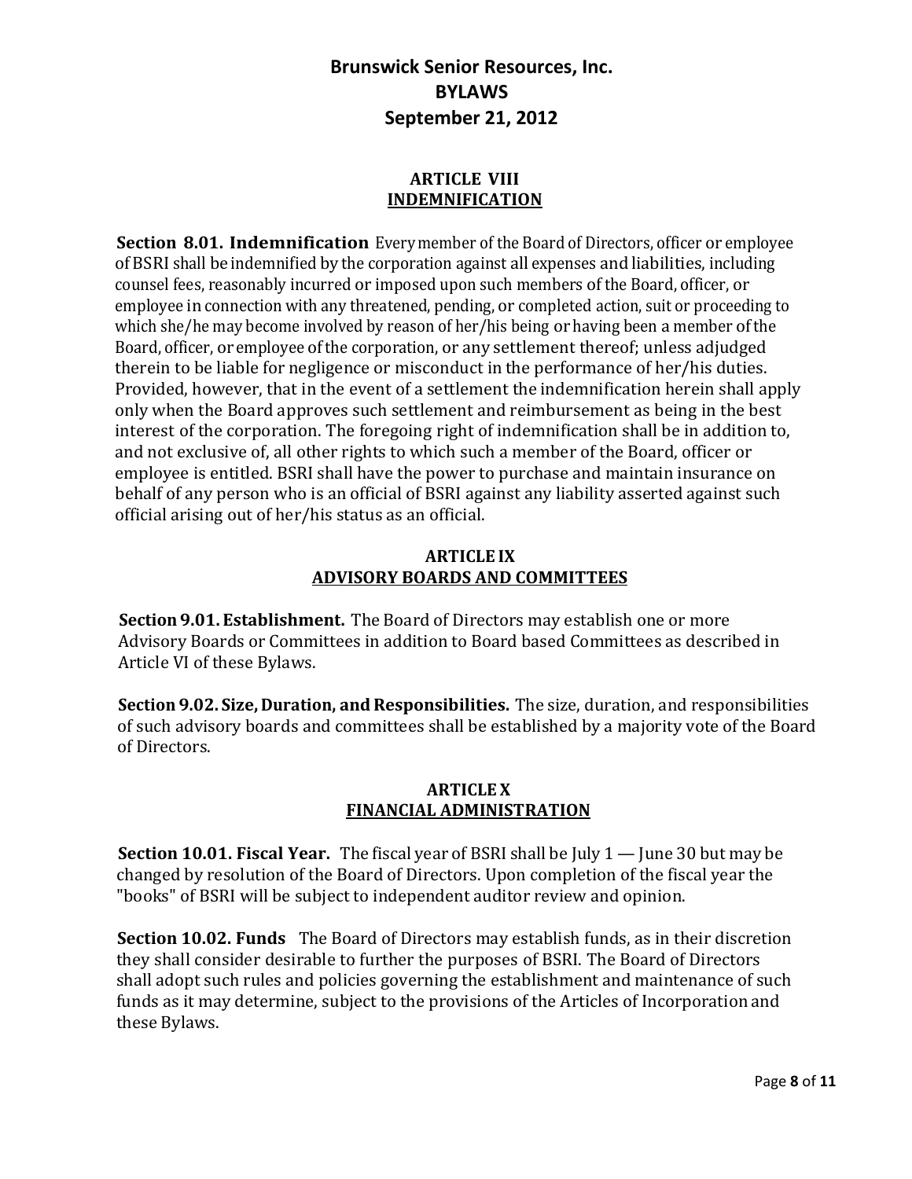## ARTICLE VIII
## INDEMNIFICATION

**Section 8.01. Indemnification** Every member of the Board of Directors, officer or employee of BSRI shall be indemnified by the corporation against all expenses and liabilities, including counsel fees, reasonably incurred or imposed upon such members of the Board, officer, or employee in connection with any threatened, pending, or completed action, suit or proceeding to which she/he may become involved by reason of her/his being or having been a member of the Board, officer, or employee of the corporation, or any settlement thereof; unless adjudged therein to be liable for negligence or misconduct in the performance of her/his duties. Provided, however, that in the event of a settlement the indemnification herein shall apply only when the Board approves such settlement and reimbursement as being in the best interest of the corporation. The foregoing right of indemnification shall be in addition to, and not exclusive of, all other rights to which such a member of the Board, officer or employee is entitled. BSRI shall have the power to purchase and maintain insurance on behalf of any person who is an official of BSRI against any liability asserted against such official arising out of her/his status as an official.

## ARTICLE IX
## ADVISORY BOARDS AND COMMITTEES

**Section 9.01. Establishment.** The Board of Directors may establish one or more Advisory Boards or Committees in addition to Board based Committees as described in Article VI of these Bylaws.

**Section 9.02. Size, Duration, and Responsibilities.** The size, duration, and responsibilities of such advisory boards and committees shall be established by a majority vote of the Board of Directors.

## ARTICLE X
## FINANCIAL ADMINISTRATION

**Section 10.01. Fiscal Year.** The fiscal year of BSRI shall be July 1 — June 30 but may be changed by resolution of the Board of Directors. Upon completion of the fiscal year the "books" of BSRI will be subject to independent auditor review and opinion.

**Section 10.02. Funds** The Board of Directors may establish funds, as in their discretion they shall consider desirable to further the purposes of BSRI. The Board of Directors shall adopt such rules and policies governing the establishment and maintenance of such funds as it may determine, subject to the provisions of the Articles of Incorporation and these Bylaws.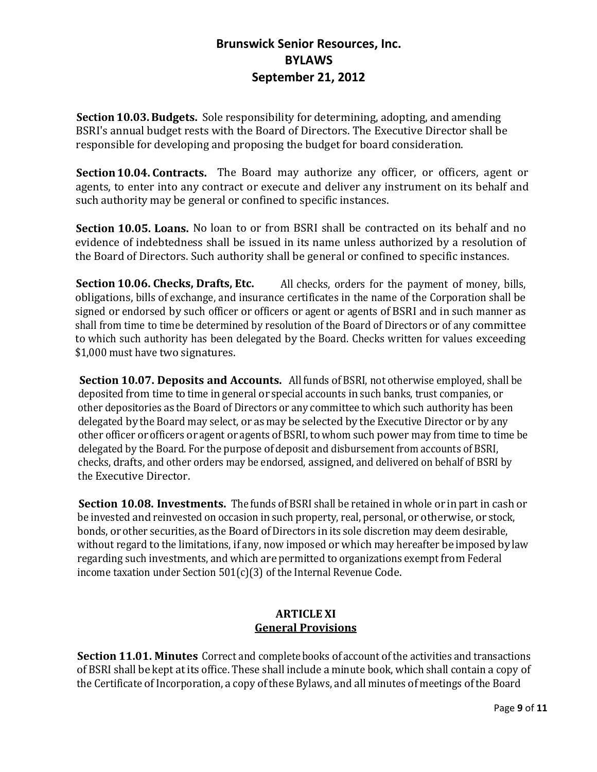**Section 10.03. Budgets.** Sole responsibility for determining, adopting, and amending BSRI's annual budget rests with the Board of Directors. The Executive Director shall be responsible for developing and proposing the budget for board consideration.

**Section 10.04. Contracts.** The Board may authorize any officer, or officers, agent or agents, to enter into any contract or execute and deliver any instrument on its behalf and such authority may be general or confined to specific instances.

**Section 10.05. Loans.** No loan to or from BSRI shall be contracted on its behalf and no evidence of indebtedness shall be issued in its name unless authorized by a resolution of the Board of Directors. Such authority shall be general or confined to specific instances.

**Section 10.06. Checks, Drafts, Etc.** All checks, orders for the payment of money, bills, obligations, bills of exchange, and insurance certificates in the name of the Corporation shall be signed or endorsed by such officer or officers or agent or agents of BSRI and in such manner as shall from time to time be determined by resolution of the Board of Directors or of any committee to which such authority has been delegated by the Board. Checks written for values exceeding $1,000 must have two signatures.

**Section 10.07. Deposits and Accounts.** All funds of BSRI, not otherwise employed, shall be deposited from time to time in general or special accounts in such banks, trust companies, or other depositories as the Board of Directors or any committee to which such authority has been delegated by the Board may select, or as may be selected by the Executive Director or by any other officer or officers or agent or agents of BSRI, to whom such power may from time to time be delegated by the Board. For the purpose of deposit and disbursement from accounts of BSRI, checks, drafts, and other orders may be endorsed, assigned, and delivered on behalf of BSRI by the Executive Director.

**Section 10.08. Investments.** The funds of BSRI shall be retained in whole or in part in cash or be invested and reinvested on occasion in such property, real, personal, or otherwise, or stock, bonds, or other securities, as the Board of Directors in its sole discretion may deem desirable, without regard to the limitations, if any, now imposed or which may hereafter be imposed by law regarding such investments, and which are permitted to organizations exempt from Federal income taxation under Section 501(c)(3) of the Internal Revenue Code.

## ARTICLE XI
## General Provisions

**Section 11.01. Minutes** Correct and complete books of account of the activities and transactions of BSRI shall be kept at its office. These shall include a minute book, which shall contain a copy of the Certificate of Incorporation, a copy of these Bylaws, and all minutes of meetings of the Board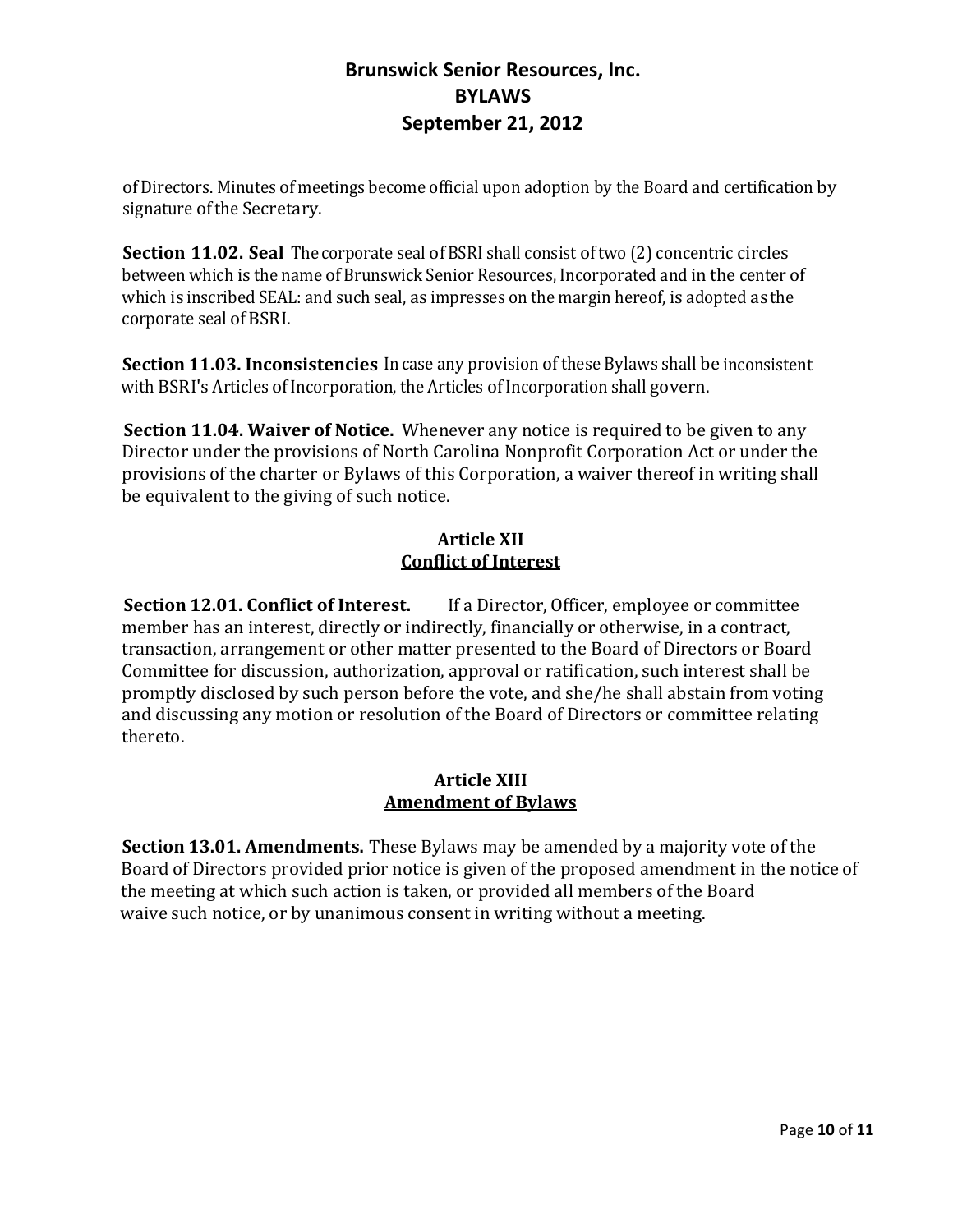of Directors. Minutes of meetings become official upon adoption by the Board and certification by signature of the Secretary.

**Section 11.02. Seal** The corporate seal of BSRI shall consist of two (2) concentric circles between which is the name of Brunswick Senior Resources, Incorporated and in the center of which is inscribed SEAL: and such seal, as impresses on the margin hereof, is adopted as the corporate seal of BSRI.

**Section 11.03. Inconsistencies** In case any provision of these Bylaws shall be inconsistent with BSRI's Articles of Incorporation, the Articles of Incorporation shall govern.

**Section 11.04. Waiver of Notice.** Whenever any notice is required to be given to any Director under the provisions of North Carolina Nonprofit Corporation Act or under the provisions of the charter or Bylaws of this Corporation, a waiver thereof in writing shall be equivalent to the giving of such notice.

## Article XII
## Conflict of Interest

**Section 12.01. Conflict of Interest.** If a Director, Officer, employee or committee member has an interest, directly or indirectly, financially or otherwise, in a contract, transaction, arrangement or other matter presented to the Board of Directors or Board Committee for discussion, authorization, approval or ratification, such interest shall be promptly disclosed by such person before the vote, and she/he shall abstain from voting and discussing any motion or resolution of the Board of Directors or committee relating thereto.

## Article XIII
## Amendment of Bylaws

**Section 13.01. Amendments.** These Bylaws may be amended by a majority vote of the Board of Directors provided prior notice is given of the proposed amendment in the notice of the meeting at which such action is taken, or provided all members of the Board waive such notice, or by unanimous consent in writing without a meeting.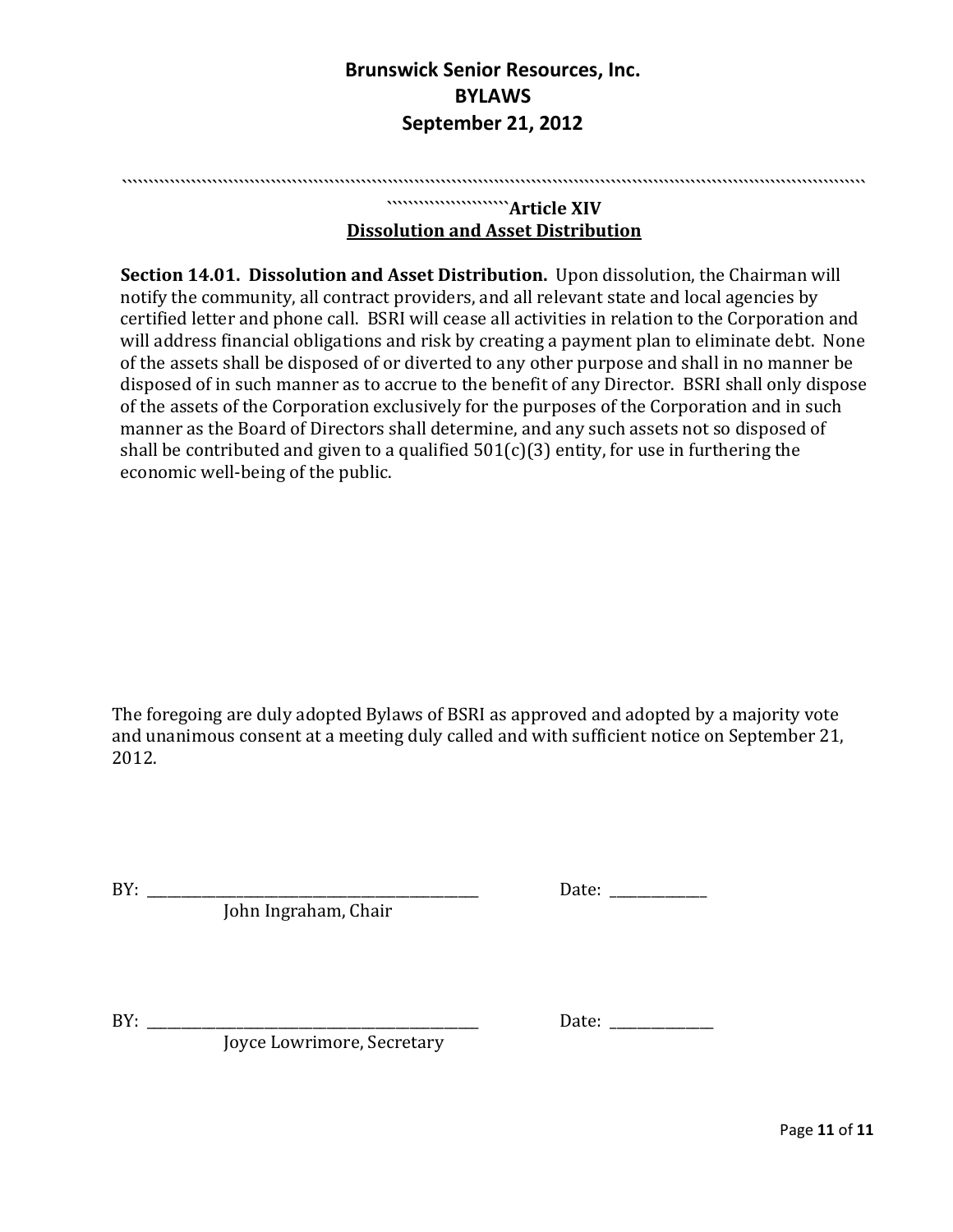# Brunswick Senior Resources, Inc.
# BYLAWS
# September 21, 2012

``````````````````````````````````````````````````````````````````````````````````````````````````````````````````````````````````````````````

## ```````````````````````Article XIV
## Dissolution and Asset Distribution

**Section 14.01. Dissolution and Asset Distribution.** Upon dissolution, the Chairman will notify the community, all contract providers, and all relevant state and local agencies by certified letter and phone call. BSRI will cease all activities in relation to the Corporation and will address financial obligations and risk by creating a payment plan to eliminate debt. None of the assets shall be disposed of or diverted to any other purpose and shall in no manner be disposed of in such manner as to accrue to the benefit of any Director. BSRI shall only dispose of the assets of the Corporation exclusively for the purposes of the Corporation and in such manner as the Board of Directors shall determine, and any such assets not so disposed of shall be contributed and given to a qualified 501(c)(3) entity, for use in furthering the economic well-being of the public.

The foregoing are duly adopted Bylaws of BSRI as approved and adopted by a majority vote and unanimous consent at a meeting duly called and with sufficient notice on September 21, 2012.

BY: ______________________________________________ Date: _____________
John Ingraham, Chair

BY: ______________________________________________ Date: ______________
Joyce Lowrimore, Secretary